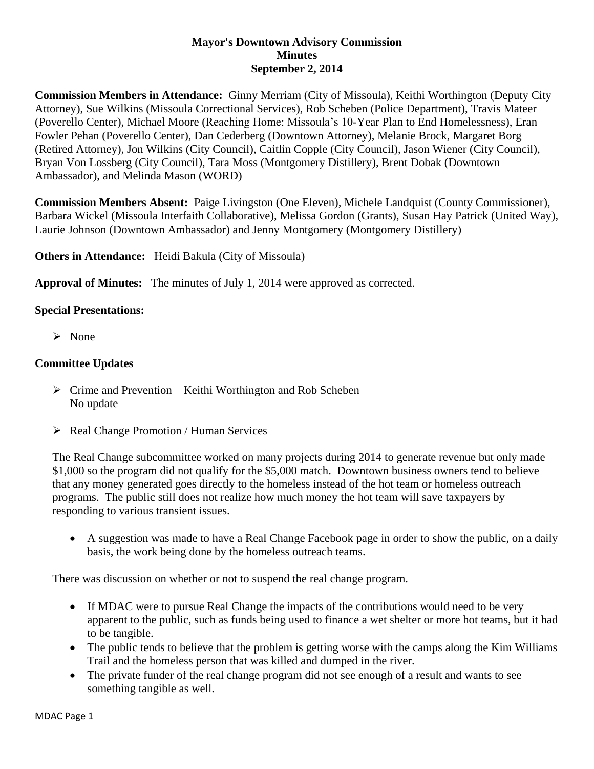# Mayor's Downtown Advisory Commission
## Minutes
### September 2, 2014

**Commission Members in Attendance:** Ginny Merriam (City of Missoula), Keithi Worthington (Deputy City Attorney), Sue Wilkins (Missoula Correctional Services), Rob Scheben (Police Department), Travis Mateer (Poverello Center), Michael Moore (Reaching Home: Missoula's 10-Year Plan to End Homelessness), Eran Fowler Pehan (Poverello Center), Dan Cederberg (Downtown Attorney), Melanie Brock, Margaret Borg (Retired Attorney), Jon Wilkins (City Council), Caitlin Copple (City Council), Jason Wiener (City Council), Bryan Von Lossberg (City Council), Tara Moss (Montgomery Distillery), Brent Dobak (Downtown Ambassador), and Melinda Mason (WORD)

**Commission Members Absent:** Paige Livingston (One Eleven), Michele Landquist (County Commissioner), Barbara Wickel (Missoula Interfaith Collaborative), Melissa Gordon (Grants), Susan Hay Patrick (United Way), Laurie Johnson (Downtown Ambassador) and Jenny Montgomery (Montgomery Distillery)

**Others in Attendance:** Heidi Bakula (City of Missoula)

**Approval of Minutes:** The minutes of July 1, 2014 were approved as corrected.

**Special Presentations:**

- None

**Committee Updates**

- Crime and Prevention – Keithi Worthington and Rob Scheben
  No update

- Real Change Promotion / Human Services

The Real Change subcommittee worked on many projects during 2014 to generate revenue but only made $1,000 so the program did not qualify for the $5,000 match. Downtown business owners tend to believe that any money generated goes directly to the homeless instead of the hot team or homeless outreach programs. The public still does not realize how much money the hot team will save taxpayers by responding to various transient issues.

- A suggestion was made to have a Real Change Facebook page in order to show the public, on a daily basis, the work being done by the homeless outreach teams.

There was discussion on whether or not to suspend the real change program.

- If MDAC were to pursue Real Change the impacts of the contributions would need to be very apparent to the public, such as funds being used to finance a wet shelter or more hot teams, but it had to be tangible.
- The public tends to believe that the problem is getting worse with the camps along the Kim Williams Trail and the homeless person that was killed and dumped in the river.
- The private funder of the real change program did not see enough of a result and wants to see something tangible as well.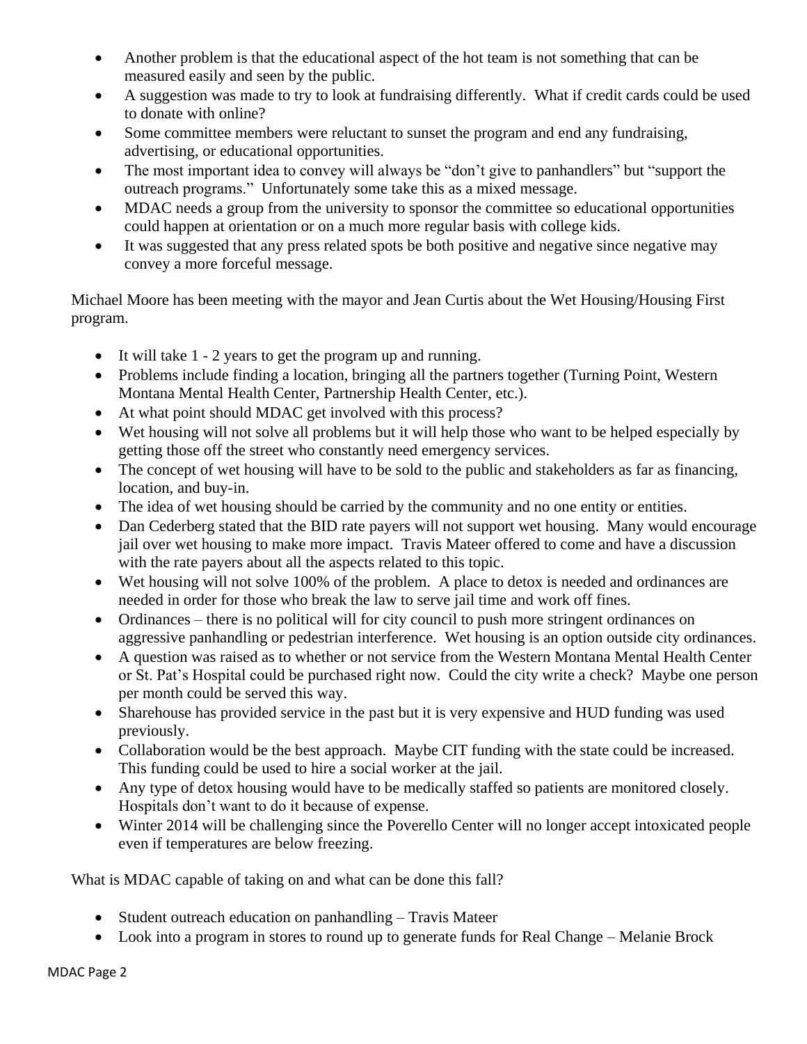- Another problem is that the educational aspect of the hot team is not something that can be measured easily and seen by the public.
- A suggestion was made to try to look at fundraising differently. What if credit cards could be used to donate with online?
- Some committee members were reluctant to sunset the program and end any fundraising, advertising, or educational opportunities.
- The most important idea to convey will always be "don't give to panhandlers" but "support the outreach programs." Unfortunately some take this as a mixed message.
- MDAC needs a group from the university to sponsor the committee so educational opportunities could happen at orientation or on a much more regular basis with college kids.
- It was suggested that any press related spots be both positive and negative since negative may convey a more forceful message.

Michael Moore has been meeting with the mayor and Jean Curtis about the Wet Housing/Housing First program.

- It will take 1 - 2 years to get the program up and running.
- Problems include finding a location, bringing all the partners together (Turning Point, Western Montana Mental Health Center, Partnership Health Center, etc.).
- At what point should MDAC get involved with this process?
- Wet housing will not solve all problems but it will help those who want to be helped especially by getting those off the street who constantly need emergency services.
- The concept of wet housing will have to be sold to the public and stakeholders as far as financing, location, and buy-in.
- The idea of wet housing should be carried by the community and no one entity or entities.
- Dan Cederberg stated that the BID rate payers will not support wet housing. Many would encourage jail over wet housing to make more impact. Travis Mateer offered to come and have a discussion with the rate payers about all the aspects related to this topic.
- Wet housing will not solve 100% of the problem. A place to detox is needed and ordinances are needed in order for those who break the law to serve jail time and work off fines.
- Ordinances – there is no political will for city council to push more stringent ordinances on aggressive panhandling or pedestrian interference. Wet housing is an option outside city ordinances.
- A question was raised as to whether or not service from the Western Montana Mental Health Center or St. Pat's Hospital could be purchased right now. Could the city write a check? Maybe one person per month could be served this way.
- Sharehouse has provided service in the past but it is very expensive and HUD funding was used previously.
- Collaboration would be the best approach. Maybe CIT funding with the state could be increased. This funding could be used to hire a social worker at the jail.
- Any type of detox housing would have to be medically staffed so patients are monitored closely. Hospitals don't want to do it because of expense.
- Winter 2014 will be challenging since the Poverello Center will no longer accept intoxicated people even if temperatures are below freezing.

What is MDAC capable of taking on and what can be done this fall?

- Student outreach education on panhandling – Travis Mateer
- Look into a program in stores to round up to generate funds for Real Change – Melanie Brock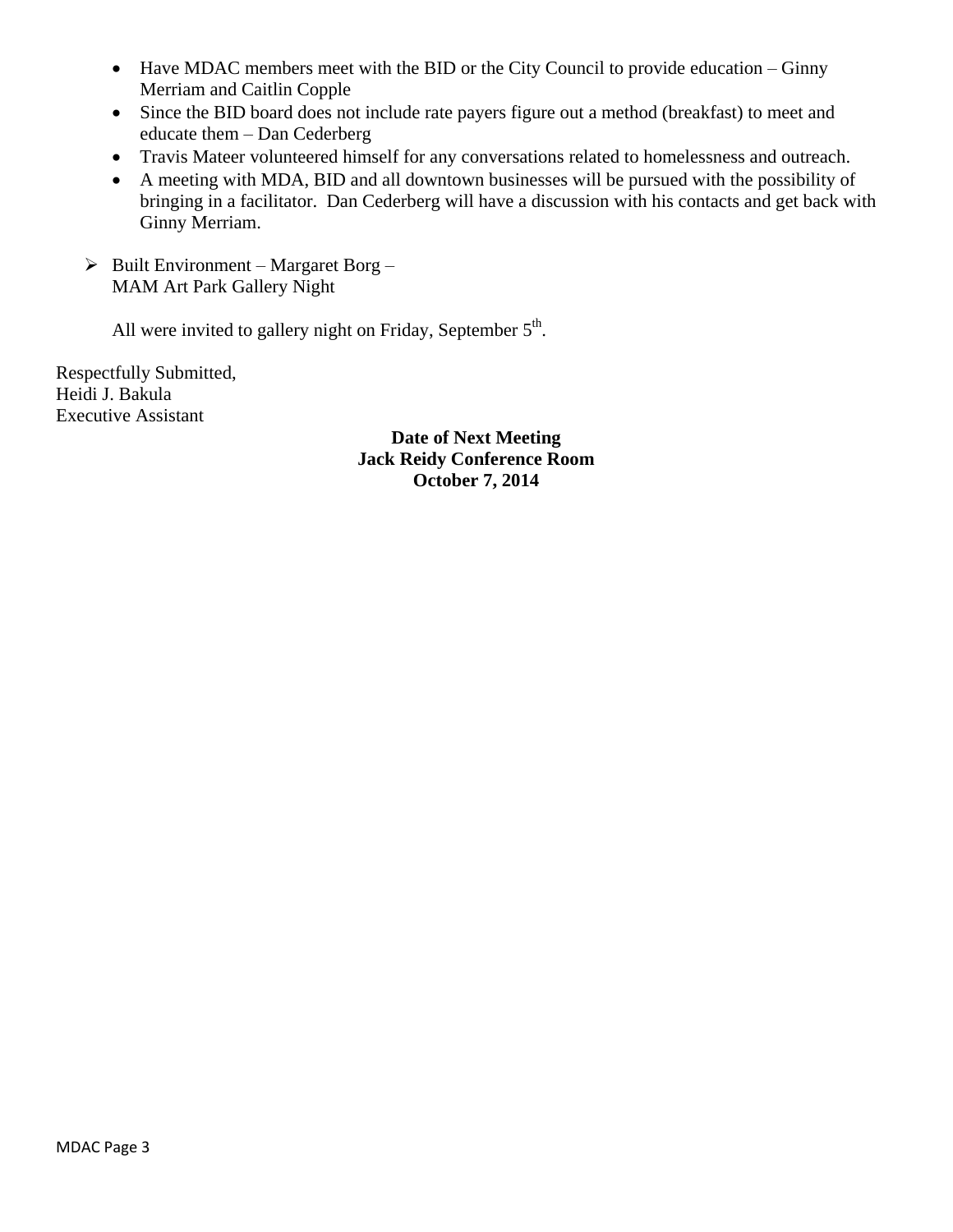- Have MDAC members meet with the BID or the City Council to provide education – Ginny Merriam and Caitlin Copple
- Since the BID board does not include rate payers figure out a method (breakfast) to meet and educate them – Dan Cederberg
- Travis Mateer volunteered himself for any conversations related to homelessness and outreach.
- A meeting with MDA, BID and all downtown businesses will be pursued with the possibility of bringing in a facilitator. Dan Cederberg will have a discussion with his contacts and get back with Ginny Merriam.

➢ Built Environment – Margaret Borg – MAM Art Park Gallery Night

All were invited to gallery night on Friday, September 5th.

Respectfully Submitted,
Heidi J. Bakula
Executive Assistant

**Date of Next Meeting**
**Jack Reidy Conference Room**
**October 7, 2014**